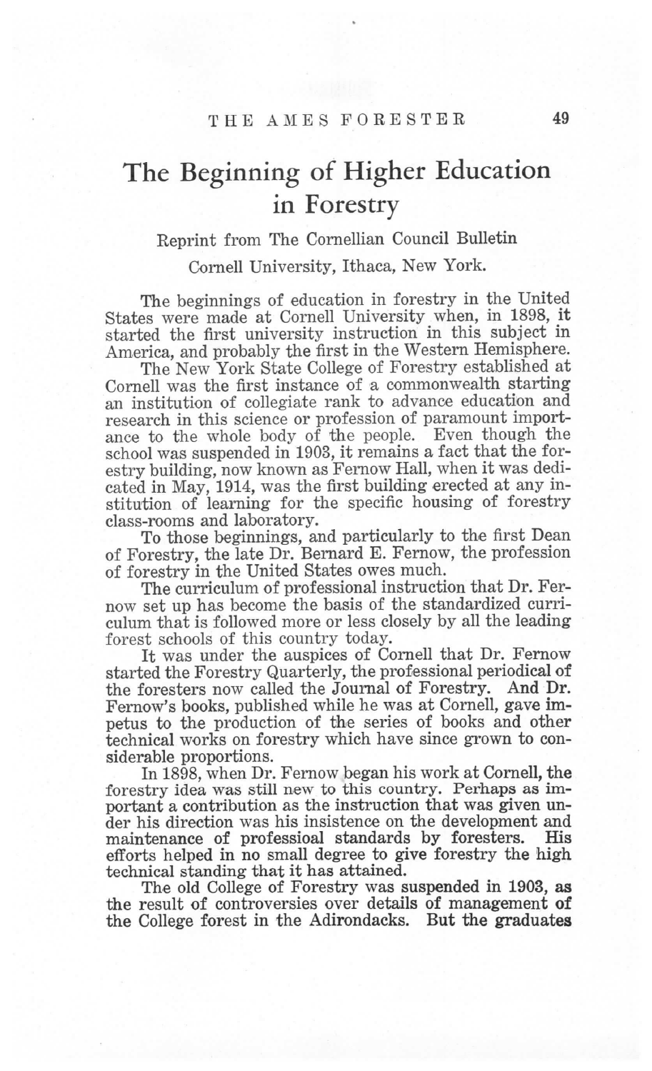# The Beginning of Higher Education in Forestry

Reprint from The Cornellian Council Bulletin

Cornell University, Ithaca, New York.

The beginnings of education in forestry in the United States were made at Cornell University when, in 1898, it started the first university instruction in this subject in America, and probably the first in the Western Hemisphere.

The New York State College of Forestry established at Cornell was the first instance of a commonwealth starting an institution of collegiate rank to advance education and research in this science or profession of paramount importance to the whole body of the people. Even though the school was suspended in 1903, it remains a fact that the forestry building, now known as Fernow Hall, when it was dedicated in May, 1914, was the first building erected at any institution of learning for the specific housing of forestry class-rooms and laboratory.

To those beginnings, and particularly to the first Dean of Forestry, the late Dr. Bernard E. Fernow, the profession of forestry in the United States owes much.

The curriculum of professional instruction that Dr. Fernow set up has become the basis of the standardized curriculum that is followed more or less closely by all the leading forest schools of this country today.

It was under the auspices of Cornell that Dr. Fernow started the Forestry Quarterly, the professional periodical of the foresters now called the Journal of Forestry. And Dr. Fernow's books, published while he was at Cornell, gave impetus to the production of the series of books and other technical works on forestry which have since grown to considerable proportions.

In 1898, when Dr. Fernow began his work at Cornell, the forestry idea was still new to this country. Perhaps as important a contribution as the instruction that was given under his direction was his insistence on the development and maintenance of professioal standards by foresters. His efforts helped in no small degree to give forestry the high technical standing that it has attained.

The old College of Forestry was suspended in 1903, as the result of controversies over details of management of the College forest in the Adirondacks. But the graduates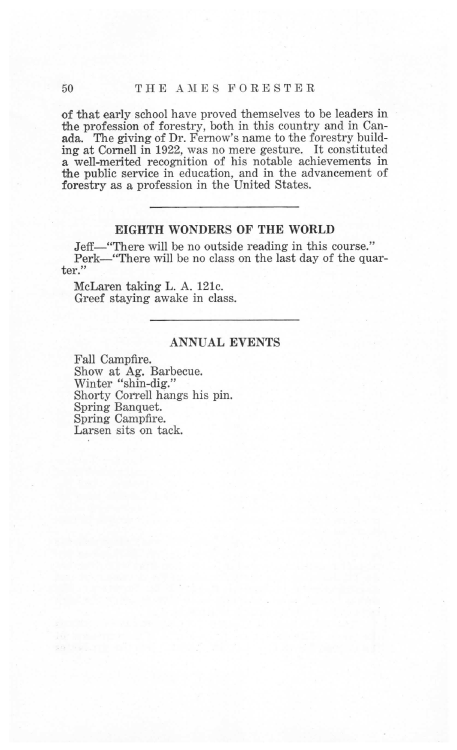of that early school have proved themselves to be leaders in the profession of forestry, both in this country and in Canada. The giving of Dr. Fernow's name to the forestry building at Cornell in 1922, was no mere gesture. It constituted a well-merited recognition of his notable achievements in the public service in education, and in the advancement of forestry as a profession in the United States.

---

## EIGHTH WONDERS OF THE WORLD

Jeff—"There will be no outside reading in this course."
Perk—"There will be no class on the last day of the quarter."

McLaren taking L. A. 121c.
Greef staying awake in class.

---

## ANNUAL EVENTS

Fall Campfire.
Show at Ag. Barbecue.
Winter "shin-dig."
Shorty Correll hangs his pin.
Spring Banquet.
Spring Campfire.
Larsen sits on tack.